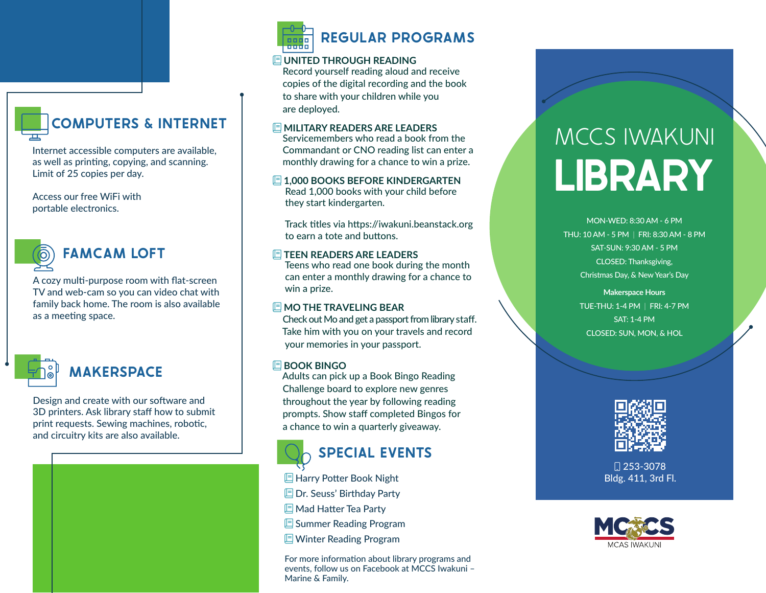## COMPUTERS & INTERNET

Internet accessible computers are available, as well as printing, copying, and scanning. Limit of 25 copies per day.

Access our free WiFi with portable electronics.

## FAMCAM LOFT

A cozy multi-purpose room with flat-screen TV and web-cam so you can video chat with family back home. The room is also available as a meeting space.

## MAKERSPACE

Design and create with our software and 3D printers. Ask library staff how to submit print requests. Sewing machines, robotic, and circuitry kits are also available.

## REGULAR PROGRAMS

### UNITED THROUGH READING

Record yourself reading aloud and receive copies of the digital recording and the book to share with your children while you are deployed.

### MILITARY READERS ARE LEADERS

Servicemembers who read a book from the Commandant or CNO reading list can enter a monthly drawing for a chance to win a prize.

### 1,000 BOOKS BEFORE KINDERGARTEN

Read 1,000 books with your child before they start kindergarten.

Track titles via https://iwakuni.beanstack.org to earn a tote and buttons.

### TEEN READERS ARE LEADERS

Teens who read one book during the month can enter a monthly drawing for a chance to win a prize.

### MO THE TRAVELING BEAR

Check out Mo and get a passport from library staff. Take him with you on your travels and record your memories in your passport.

### BOOK BINGO

Adults can pick up a Book Bingo Reading Challenge board to explore new genres throughout the year by following reading prompts. Show staff completed Bingos for a chance to win a quarterly giveaway.

## SPECIAL EVENTS

- Harry Potter Book Night
- Dr. Seuss' Birthday Party
- Mad Hatter Tea Party
- Summer Reading Program
- Winter Reading Program

For more information about library programs and events, follow us on Facebook at MCCS Iwakuni – Marine & Family.

# MCCS IWAKUNI LIBRARY

MON-WED: 8:30 AM - 6 PM
THU: 10 AM - 5 PM | FRI: 8:30 AM - 8 PM
SAT-SUN: 9:30 AM - 5 PM
CLOSED: Thanksgiving, Christmas Day, & New Year's Day

**Makerspace Hours**
TUE-THU: 1-4 PM | FRI: 4-7 PM
SAT: 1-4 PM
CLOSED: SUN, MON, & HOL

253-3078
Bldg. 411, 3rd Fl.

MCCS
MCAS IWAKUNI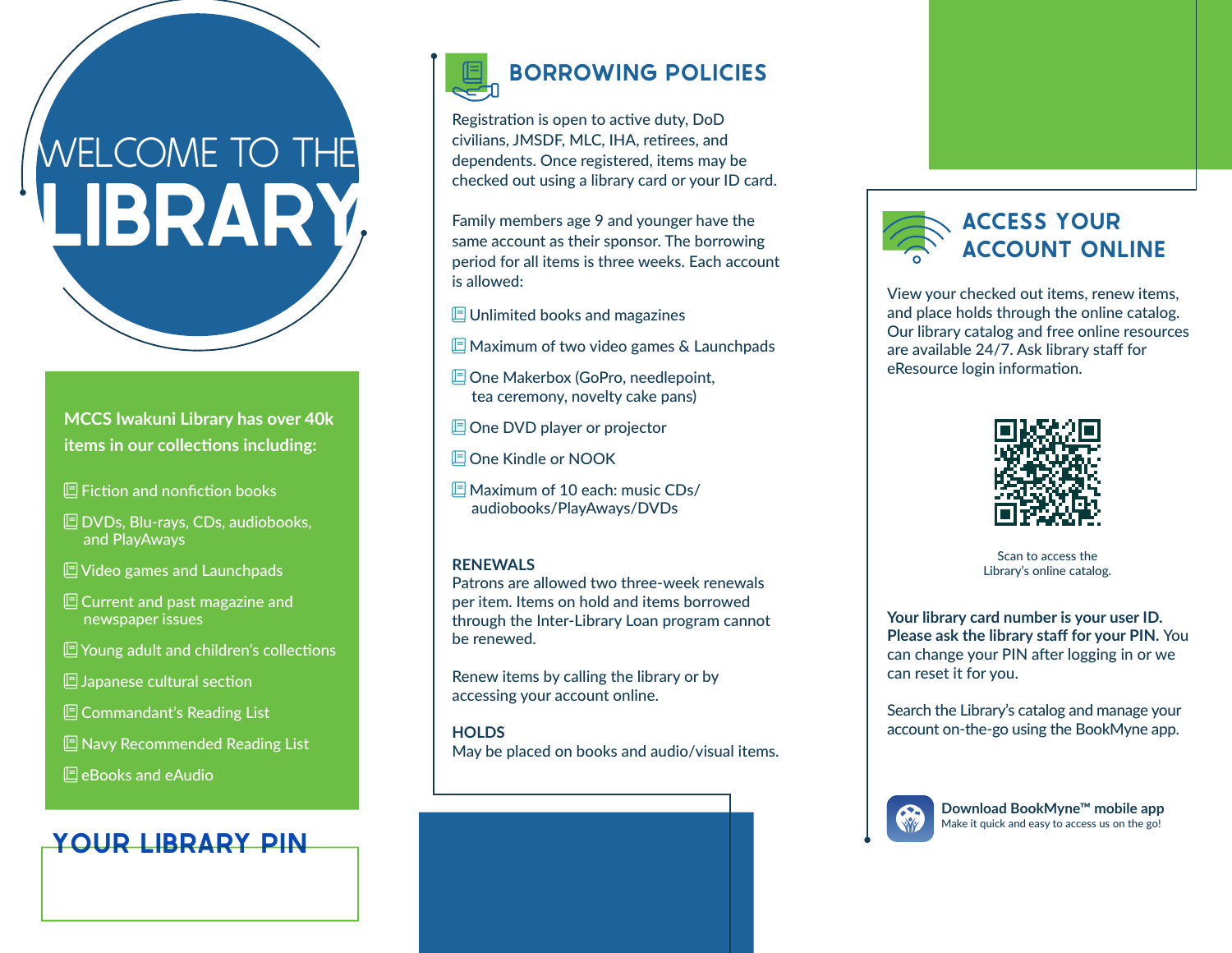# WELCOME TO THE LIBRARY

**MCCS Iwakuni Library has over 40k items in our collections including:**

- Fiction and nonfiction books
- DVDs, Blu-rays, CDs, audiobooks, and PlayAways
- Video games and Launchpads
- Current and past magazine and newspaper issues
- Young adult and children's collections
- Japanese cultural section
- Commandant's Reading List
- Navy Recommended Reading List
- eBooks and eAudio

## YOUR LIBRARY PIN

## BORROWING POLICIES

Registration is open to active duty, DoD civilians, JMSDF, MLC, IHA, retirees, and dependents. Once registered, items may be checked out using a library card or your ID card.

Family members age 9 and younger have the same account as their sponsor. The borrowing period for all items is three weeks. Each account is allowed:

- Unlimited books and magazines
- Maximum of two video games & Launchpads
- One Makerbox (GoPro, needlepoint, tea ceremony, novelty cake pans)
- One DVD player or projector
- One Kindle or NOOK
- Maximum of 10 each: music CDs/ audiobooks/PlayAways/DVDs

**RENEWALS**

Patrons are allowed two three-week renewals per item. Items on hold and items borrowed through the Inter-Library Loan program cannot be renewed.

Renew items by calling the library or by accessing your account online.

**HOLDS**

May be placed on books and audio/visual items.

## ACCESS YOUR ACCOUNT ONLINE

View your checked out items, renew items, and place holds through the online catalog. Our library catalog and free online resources are available 24/7. Ask library staff for eResource login information.

Scan to access the Library's online catalog.

**Your library card number is your user ID. Please ask the library staff for your PIN.** You can change your PIN after logging in or we can reset it for you.

Search the Library's catalog and manage your account on-the-go using the BookMyne app.

**Download BookMyne™ mobile app**

Make it quick and easy to access us on the go!